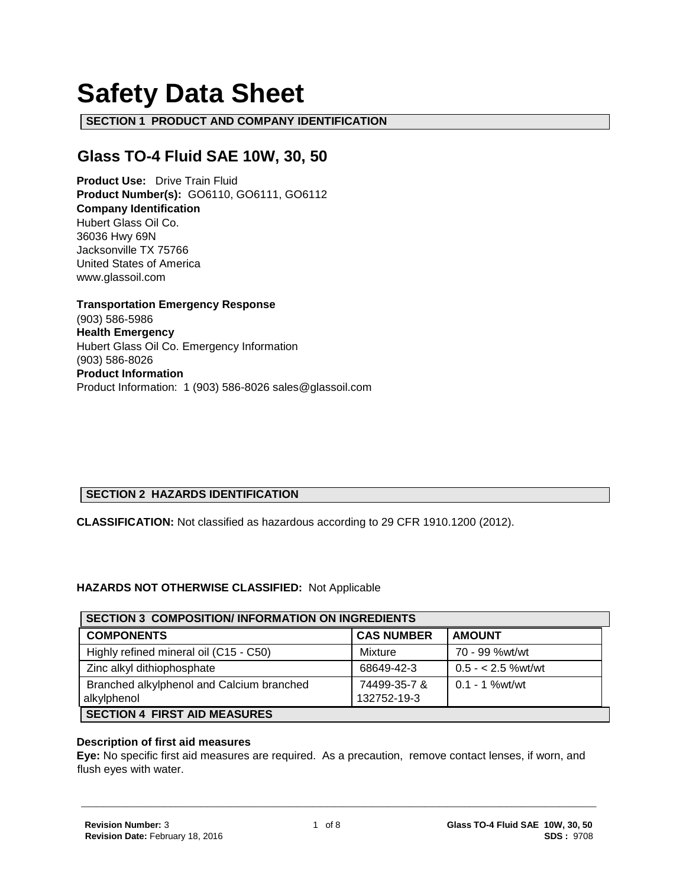# Safety Data Sheet

## SECTION 1 PRODUCT AND COMPANY IDENTIFICATION

## Glass TO-4 Fluid SAE 10W, 30, 50

**Product Use:** Drive Train Fluid
**Product Number(s):** GO6110, GO6111, GO6112
**Company Identification**
Hubert Glass Oil Co.
36036 Hwy 69N
Jacksonville TX 75766
United States of America
www.glassoil.com

**Transportation Emergency Response**
(903) 586-5986
**Health Emergency**
Hubert Glass Oil Co. Emergency Information
(903) 586-8026
**Product Information**
Product Information: 1 (903) 586-8026 sales@glassoil.com

## SECTION 2 HAZARDS IDENTIFICATION

**CLASSIFICATION:** Not classified as hazardous according to 29 CFR 1910.1200 (2012).

**HAZARDS NOT OTHERWISE CLASSIFIED:** Not Applicable

## SECTION 3 COMPOSITION/ INFORMATION ON INGREDIENTS

| COMPONENTS | CAS NUMBER | AMOUNT |
|---|---|---|
| Highly refined mineral oil (C15 - C50) | Mixture | 70 - 99 %wt/wt |
| Zinc alkyl dithiophosphate | 68649-42-3 | 0.5 - < 2.5 %wt/wt |
| Branched alkylphenol and Calcium branched alkylphenol | 74499-35-7 & 132752-19-3 | 0.1 - 1 %wt/wt |

## SECTION 4 FIRST AID MEASURES

**Description of first aid measures**

**Eye:** No specific first aid measures are required. As a precaution, remove contact lenses, if worn, and flush eyes with water.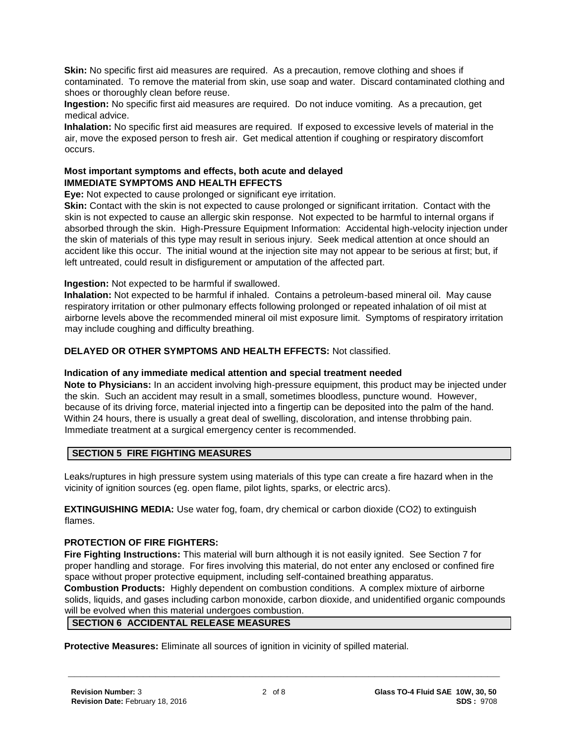**Skin:** No specific first aid measures are required. As a precaution, remove clothing and shoes if contaminated. To remove the material from skin, use soap and water. Discard contaminated clothing and shoes or thoroughly clean before reuse.

**Ingestion:** No specific first aid measures are required. Do not induce vomiting. As a precaution, get medical advice.

**Inhalation:** No specific first aid measures are required. If exposed to excessive levels of material in the air, move the exposed person to fresh air. Get medical attention if coughing or respiratory discomfort occurs.

**Most important symptoms and effects, both acute and delayed**

**IMMEDIATE SYMPTOMS AND HEALTH EFFECTS**

**Eye:** Not expected to cause prolonged or significant eye irritation.

**Skin:** Contact with the skin is not expected to cause prolonged or significant irritation. Contact with the skin is not expected to cause an allergic skin response. Not expected to be harmful to internal organs if absorbed through the skin. High-Pressure Equipment Information: Accidental high-velocity injection under the skin of materials of this type may result in serious injury. Seek medical attention at once should an accident like this occur. The initial wound at the injection site may not appear to be serious at first; but, if left untreated, could result in disfigurement or amputation of the affected part.

**Ingestion:** Not expected to be harmful if swallowed.

**Inhalation:** Not expected to be harmful if inhaled. Contains a petroleum-based mineral oil. May cause respiratory irritation or other pulmonary effects following prolonged or repeated inhalation of oil mist at airborne levels above the recommended mineral oil mist exposure limit. Symptoms of respiratory irritation may include coughing and difficulty breathing.

**DELAYED OR OTHER SYMPTOMS AND HEALTH EFFECTS:** Not classified.

**Indication of any immediate medical attention and special treatment needed**

**Note to Physicians:** In an accident involving high-pressure equipment, this product may be injected under the skin. Such an accident may result in a small, sometimes bloodless, puncture wound. However, because of its driving force, material injected into a fingertip can be deposited into the palm of the hand. Within 24 hours, there is usually a great deal of swelling, discoloration, and intense throbbing pain. Immediate treatment at a surgical emergency center is recommended.

## SECTION 5 FIRE FIGHTING MEASURES

Leaks/ruptures in high pressure system using materials of this type can create a fire hazard when in the vicinity of ignition sources (eg. open flame, pilot lights, sparks, or electric arcs).

**EXTINGUISHING MEDIA:** Use water fog, foam, dry chemical or carbon dioxide ($CO_2$) to extinguish flames.

**PROTECTION OF FIRE FIGHTERS:**

**Fire Fighting Instructions:** This material will burn although it is not easily ignited. See Section 7 for proper handling and storage. For fires involving this material, do not enter any enclosed or confined fire space without proper protective equipment, including self-contained breathing apparatus.

**Combustion Products:** Highly dependent on combustion conditions. A complex mixture of airborne solids, liquids, and gases including carbon monoxide, carbon dioxide, and unidentified organic compounds will be evolved when this material undergoes combustion.

## SECTION 6 ACCIDENTAL RELEASE MEASURES

**Protective Measures:** Eliminate all sources of ignition in vicinity of spilled material.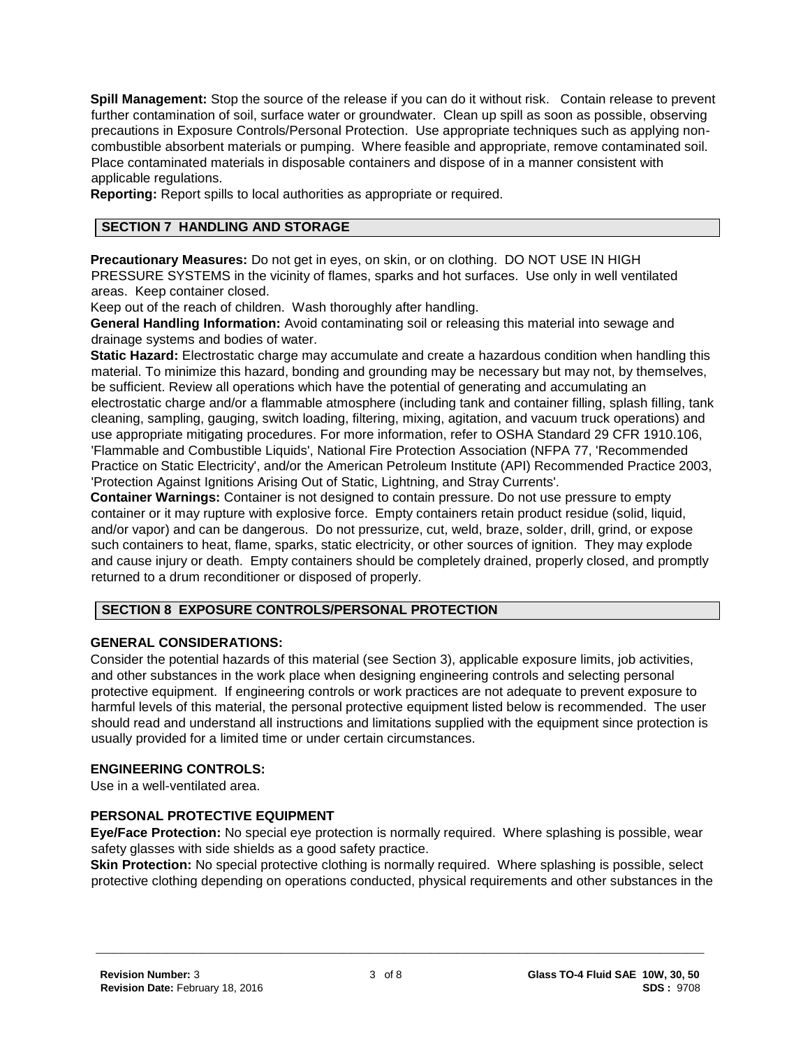**Spill Management:** Stop the source of the release if you can do it without risk. Contain release to prevent further contamination of soil, surface water or groundwater. Clean up spill as soon as possible, observing precautions in Exposure Controls/Personal Protection. Use appropriate techniques such as applying non-combustible absorbent materials or pumping. Where feasible and appropriate, remove contaminated soil. Place contaminated materials in disposable containers and dispose of in a manner consistent with applicable regulations.

**Reporting:** Report spills to local authorities as appropriate or required.

## SECTION 7 HANDLING AND STORAGE

**Precautionary Measures:** Do not get in eyes, on skin, or on clothing. DO NOT USE IN HIGH PRESSURE SYSTEMS in the vicinity of flames, sparks and hot surfaces. Use only in well ventilated areas. Keep container closed.

Keep out of the reach of children. Wash thoroughly after handling.

**General Handling Information:** Avoid contaminating soil or releasing this material into sewage and drainage systems and bodies of water.

**Static Hazard:** Electrostatic charge may accumulate and create a hazardous condition when handling this material. To minimize this hazard, bonding and grounding may be necessary but may not, by themselves, be sufficient. Review all operations which have the potential of generating and accumulating an electrostatic charge and/or a flammable atmosphere (including tank and container filling, splash filling, tank cleaning, sampling, gauging, switch loading, filtering, mixing, agitation, and vacuum truck operations) and use appropriate mitigating procedures. For more information, refer to OSHA Standard 29 CFR 1910.106, 'Flammable and Combustible Liquids', National Fire Protection Association (NFPA 77, 'Recommended Practice on Static Electricity', and/or the American Petroleum Institute (API) Recommended Practice 2003, 'Protection Against Ignitions Arising Out of Static, Lightning, and Stray Currents'.

**Container Warnings:** Container is not designed to contain pressure. Do not use pressure to empty container or it may rupture with explosive force. Empty containers retain product residue (solid, liquid, and/or vapor) and can be dangerous. Do not pressurize, cut, weld, braze, solder, drill, grind, or expose such containers to heat, flame, sparks, static electricity, or other sources of ignition. They may explode and cause injury or death. Empty containers should be completely drained, properly closed, and promptly returned to a drum reconditioner or disposed of properly.

## SECTION 8 EXPOSURE CONTROLS/PERSONAL PROTECTION

### GENERAL CONSIDERATIONS:

Consider the potential hazards of this material (see Section 3), applicable exposure limits, job activities, and other substances in the work place when designing engineering controls and selecting personal protective equipment. If engineering controls or work practices are not adequate to prevent exposure to harmful levels of this material, the personal protective equipment listed below is recommended. The user should read and understand all instructions and limitations supplied with the equipment since protection is usually provided for a limited time or under certain circumstances.

### ENGINEERING CONTROLS:

Use in a well-ventilated area.

### PERSONAL PROTECTIVE EQUIPMENT

**Eye/Face Protection:** No special eye protection is normally required. Where splashing is possible, wear safety glasses with side shields as a good safety practice.

**Skin Protection:** No special protective clothing is normally required. Where splashing is possible, select protective clothing depending on operations conducted, physical requirements and other substances in the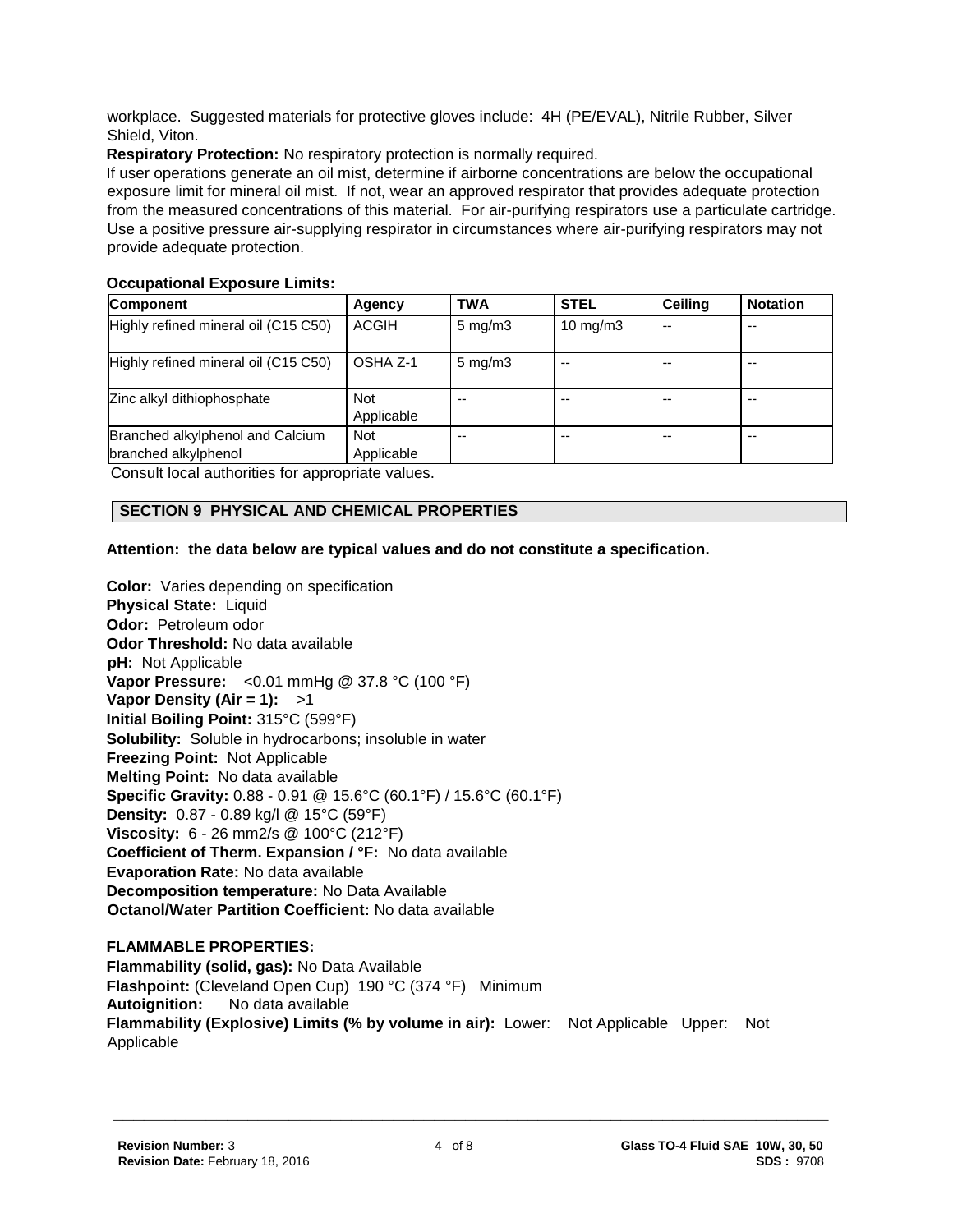workplace. Suggested materials for protective gloves include: 4H (PE/EVAL), Nitrile Rubber, Silver Shield, Viton.

**Respiratory Protection:** No respiratory protection is normally required.

If user operations generate an oil mist, determine if airborne concentrations are below the occupational exposure limit for mineral oil mist. If not, wear an approved respirator that provides adequate protection from the measured concentrations of this material. For air-purifying respirators use a particulate cartridge. Use a positive pressure air-supplying respirator in circumstances where air-purifying respirators may not provide adequate protection.

**Occupational Exposure Limits:**

| Component | Agency | TWA | STEL | Ceiling | Notation |
|---|---|---|---|---|---|
| Highly refined mineral oil (C15 C50) | ACGIH | 5 mg/m3 | 10 mg/m3 | -- | -- |
| Highly refined mineral oil (C15 C50) | OSHA Z-1 | 5 mg/m3 | -- | -- | -- |
| Zinc alkyl dithiophosphate | Not Applicable | -- | -- | -- | -- |
| Branched alkylphenol and Calcium branched alkylphenol | Not Applicable | -- | -- | -- | -- |

Consult local authorities for appropriate values.

## SECTION 9 PHYSICAL AND CHEMICAL PROPERTIES

**Attention: the data below are typical values and do not constitute a specification.**

**Color:** Varies depending on specification
**Physical State:** Liquid
**Odor:** Petroleum odor
**Odor Threshold:** No data available
**pH:** Not Applicable
**Vapor Pressure:** <0.01 mmHg @ 37.8 °C (100 °F)
**Vapor Density (Air = 1):** >1
**Initial Boiling Point:** 315°C (599°F)
**Solubility:** Soluble in hydrocarbons; insoluble in water
**Freezing Point:** Not Applicable
**Melting Point:** No data available
**Specific Gravity:** 0.88 - 0.91 @ 15.6°C (60.1°F) / 15.6°C (60.1°F)
**Density:** 0.87 - 0.89 kg/l @ 15°C (59°F)
**Viscosity:** 6 - 26 mm2/s @ 100°C (212°F)
**Coefficient of Therm. Expansion / °F:** No data available
**Evaporation Rate:** No data available
**Decomposition temperature:** No Data Available
**Octanol/Water Partition Coefficient:** No data available

**FLAMMABLE PROPERTIES:**
**Flammability (solid, gas):** No Data Available
**Flashpoint:** (Cleveland Open Cup) 190 °C (374 °F) Minimum
**Autoignition:** No data available
**Flammability (Explosive) Limits (% by volume in air):** Lower: Not Applicable Upper: Not Applicable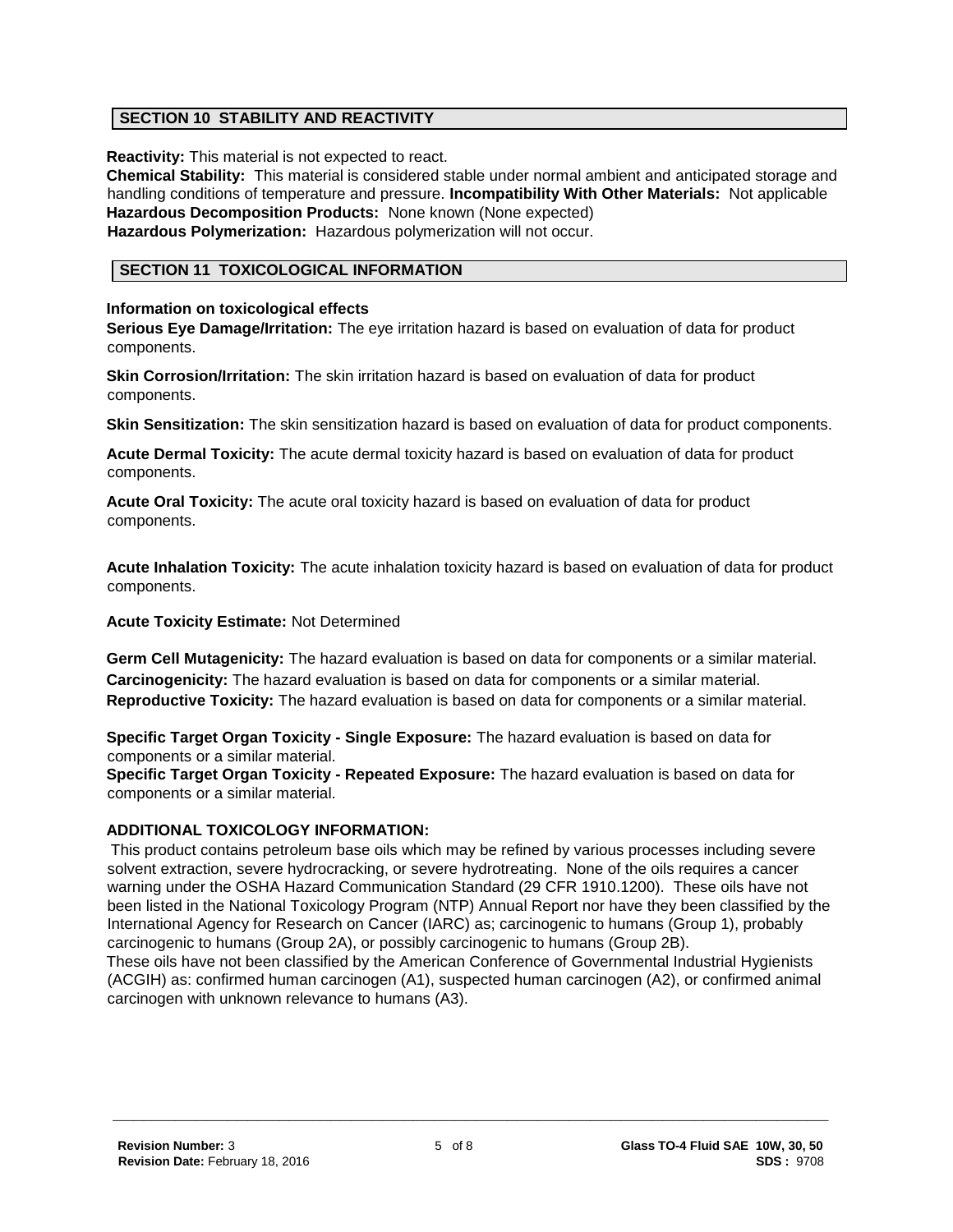## SECTION 10 STABILITY AND REACTIVITY

**Reactivity:** This material is not expected to react.

**Chemical Stability:** This material is considered stable under normal ambient and anticipated storage and handling conditions of temperature and pressure. **Incompatibility With Other Materials:** Not applicable

**Hazardous Decomposition Products:** None known (None expected)

**Hazardous Polymerization:** Hazardous polymerization will not occur.

## SECTION 11 TOXICOLOGICAL INFORMATION

**Information on toxicological effects**

**Serious Eye Damage/Irritation:** The eye irritation hazard is based on evaluation of data for product components.

**Skin Corrosion/Irritation:** The skin irritation hazard is based on evaluation of data for product components.

**Skin Sensitization:** The skin sensitization hazard is based on evaluation of data for product components.

**Acute Dermal Toxicity:** The acute dermal toxicity hazard is based on evaluation of data for product components.

**Acute Oral Toxicity:** The acute oral toxicity hazard is based on evaluation of data for product components.

**Acute Inhalation Toxicity:** The acute inhalation toxicity hazard is based on evaluation of data for product components.

**Acute Toxicity Estimate:** Not Determined

**Germ Cell Mutagenicity:** The hazard evaluation is based on data for components or a similar material.

**Carcinogenicity:** The hazard evaluation is based on data for components or a similar material.

**Reproductive Toxicity:** The hazard evaluation is based on data for components or a similar material.

**Specific Target Organ Toxicity - Single Exposure:** The hazard evaluation is based on data for components or a similar material.

**Specific Target Organ Toxicity - Repeated Exposure:** The hazard evaluation is based on data for components or a similar material.

**ADDITIONAL TOXICOLOGY INFORMATION:**

This product contains petroleum base oils which may be refined by various processes including severe solvent extraction, severe hydrocracking, or severe hydrotreating. None of the oils requires a cancer warning under the OSHA Hazard Communication Standard (29 CFR 1910.1200). These oils have not been listed in the National Toxicology Program (NTP) Annual Report nor have they been classified by the International Agency for Research on Cancer (IARC) as; carcinogenic to humans (Group 1), probably carcinogenic to humans (Group 2A), or possibly carcinogenic to humans (Group 2B).

These oils have not been classified by the American Conference of Governmental Industrial Hygienists (ACGIH) as: confirmed human carcinogen (A1), suspected human carcinogen (A2), or confirmed animal carcinogen with unknown relevance to humans (A3).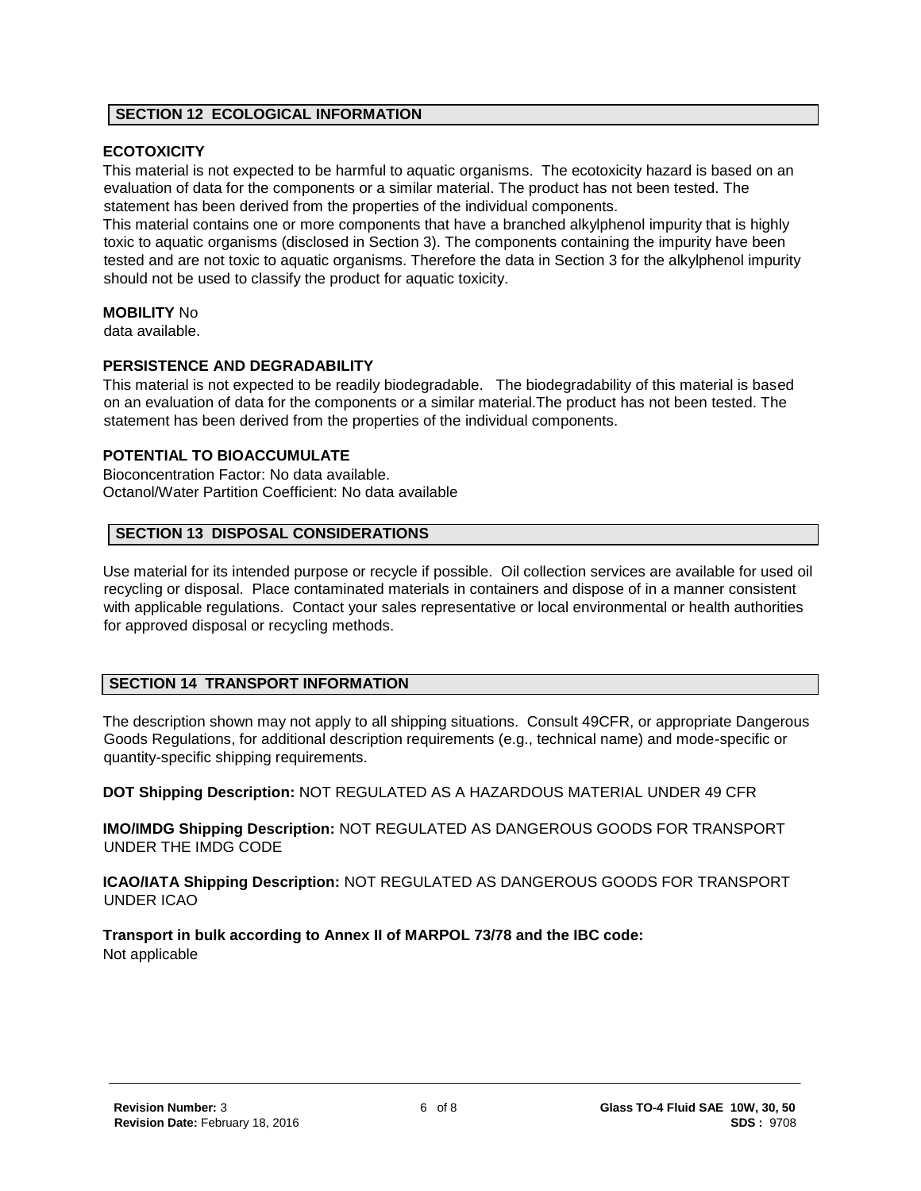## SECTION 12 ECOLOGICAL INFORMATION

**ECOTOXICITY**

This material is not expected to be harmful to aquatic organisms. The ecotoxicity hazard is based on an evaluation of data for the components or a similar material. The product has not been tested. The statement has been derived from the properties of the individual components.
This material contains one or more components that have a branched alkylphenol impurity that is highly toxic to aquatic organisms (disclosed in Section 3). The components containing the impurity have been tested and are not toxic to aquatic organisms. Therefore the data in Section 3 for the alkylphenol impurity should not be used to classify the product for aquatic toxicity.

**MOBILITY** No data available.

**PERSISTENCE AND DEGRADABILITY**

This material is not expected to be readily biodegradable. The biodegradability of this material is based on an evaluation of data for the components or a similar material.The product has not been tested. The statement has been derived from the properties of the individual components.

**POTENTIAL TO BIOACCUMULATE**

Bioconcentration Factor: No data available.
Octanol/Water Partition Coefficient: No data available

## SECTION 13 DISPOSAL CONSIDERATIONS

Use material for its intended purpose or recycle if possible. Oil collection services are available for used oil recycling or disposal. Place contaminated materials in containers and dispose of in a manner consistent with applicable regulations. Contact your sales representative or local environmental or health authorities for approved disposal or recycling methods.

## SECTION 14 TRANSPORT INFORMATION

The description shown may not apply to all shipping situations. Consult 49CFR, or appropriate Dangerous Goods Regulations, for additional description requirements (e.g., technical name) and mode-specific or quantity-specific shipping requirements.

**DOT Shipping Description:** NOT REGULATED AS A HAZARDOUS MATERIAL UNDER 49 CFR

**IMO/IMDG Shipping Description:** NOT REGULATED AS DANGEROUS GOODS FOR TRANSPORT UNDER THE IMDG CODE

**ICAO/IATA Shipping Description:** NOT REGULATED AS DANGEROUS GOODS FOR TRANSPORT UNDER ICAO

**Transport in bulk according to Annex II of MARPOL 73/78 and the IBC code:**
Not applicable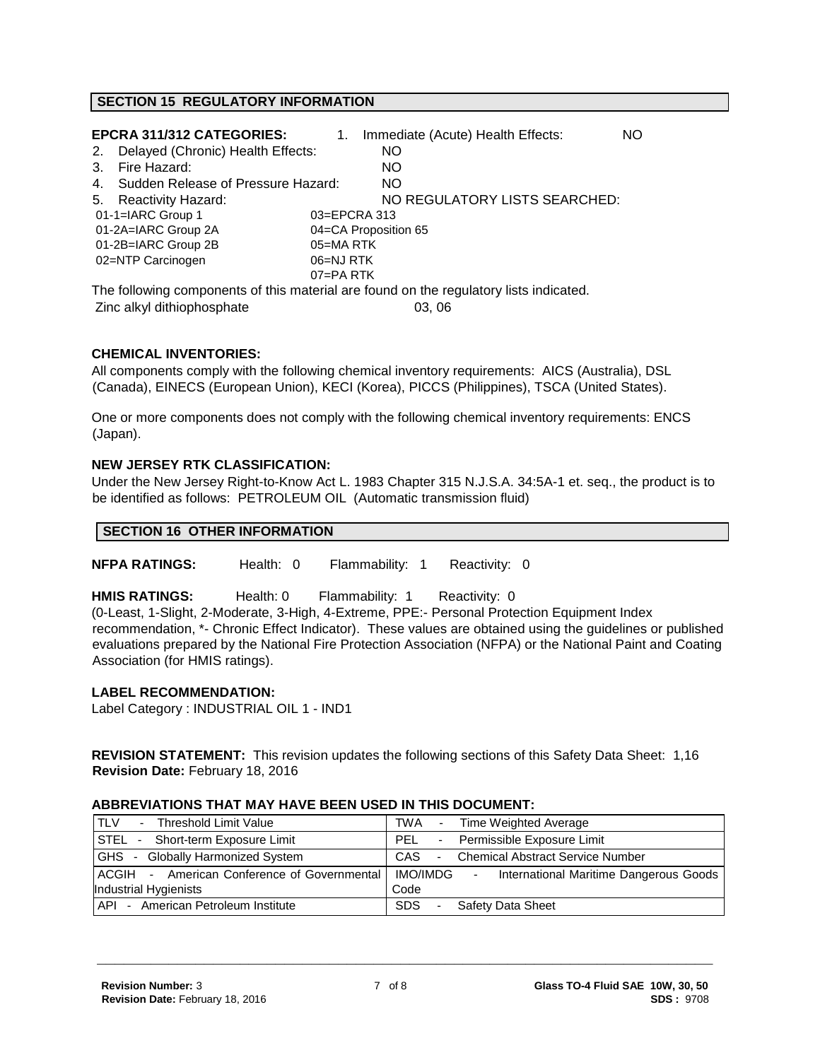## SECTION 15 REGULATORY INFORMATION

**EPCRA 311/312 CATEGORIES:**

1. Immediate (Acute) Health Effects: NO
2. Delayed (Chronic) Health Effects: NO
3. Fire Hazard: NO
4. Sudden Release of Pressure Hazard: NO
5. Reactivity Hazard: NO

**REGULATORY LISTS SEARCHED:**

| | |
|---|---|
| 01-1=IARC Group 1 | 03=EPCRA 313 |
| 01-2A=IARC Group 2A | 04=CA Proposition 65 |
| 01-2B=IARC Group 2B | 05=MA RTK |
| 02=NTP Carcinogen | 06=NJ RTK |
| | 07=PA RTK |

The following components of this material are found on the regulatory lists indicated.

Zinc alkyl dithiophosphate 03, 06

**CHEMICAL INVENTORIES:**

All components comply with the following chemical inventory requirements: AICS (Australia), DSL (Canada), EINECS (European Union), KECI (Korea), PICCS (Philippines), TSCA (United States).

One or more components does not comply with the following chemical inventory requirements: ENCS (Japan).

**NEW JERSEY RTK CLASSIFICATION:**

Under the New Jersey Right-to-Know Act L. 1983 Chapter 315 N.J.S.A. 34:5A-1 et. seq., the product is to be identified as follows: PETROLEUM OIL (Automatic transmission fluid)

## SECTION 16 OTHER INFORMATION

**NFPA RATINGS:** Health: 0 Flammability: 1 Reactivity: 0

**HMIS RATINGS:** Health: 0 Flammability: 1 Reactivity: 0

(0-Least, 1-Slight, 2-Moderate, 3-High, 4-Extreme, PPE:- Personal Protection Equipment Index recommendation, *- Chronic Effect Indicator). These values are obtained using the guidelines or published evaluations prepared by the National Fire Protection Association (NFPA) or the National Paint and Coating Association (for HMIS ratings).

**LABEL RECOMMENDATION:**

Label Category : INDUSTRIAL OIL 1 - IND1

**REVISION STATEMENT:** This revision updates the following sections of this Safety Data Sheet: 1,16

**Revision Date:** February 18, 2016

**ABBREVIATIONS THAT MAY HAVE BEEN USED IN THIS DOCUMENT:**

| | |
|---|---|
| TLV - Threshold Limit Value | TWA - Time Weighted Average |
| STEL - Short-term Exposure Limit | PEL - Permissible Exposure Limit |
| GHS - Globally Harmonized System | CAS - Chemical Abstract Service Number |
| ACGIH - American Conference of Governmental Industrial Hygienists | IMO/IMDG - International Maritime Dangerous Goods Code |
| API - American Petroleum Institute | SDS - Safety Data Sheet |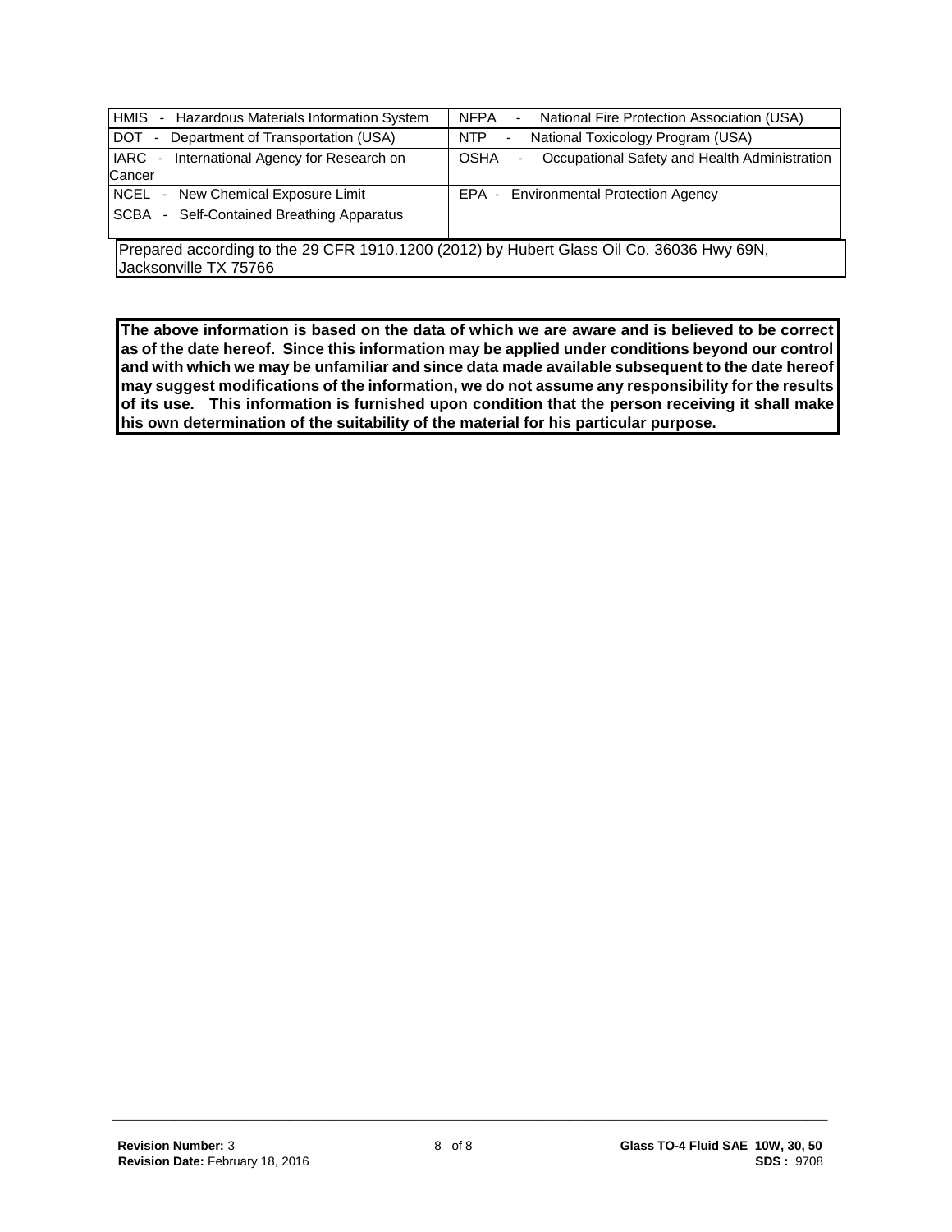| | |
|---|---|
| HMIS - Hazardous Materials Information System | NFPA - National Fire Protection Association (USA) |
| DOT - Department of Transportation (USA) | NTP - National Toxicology Program (USA) |
| IARC - International Agency for Research on Cancer | OSHA - Occupational Safety and Health Administration |
| NCEL - New Chemical Exposure Limit | EPA - Environmental Protection Agency |
| SCBA - Self-Contained Breathing Apparatus | |

Prepared according to the 29 CFR 1910.1200 (2012) by Hubert Glass Oil Co. 36036 Hwy 69N, Jacksonville TX 75766

**The above information is based on the data of which we are aware and is believed to be correct as of the date hereof. Since this information may be applied under conditions beyond our control and with which we may be unfamiliar and since data made available subsequent to the date hereof may suggest modifications of the information, we do not assume any responsibility for the results of its use. This information is furnished upon condition that the person receiving it shall make his own determination of the suitability of the material for his particular purpose.**